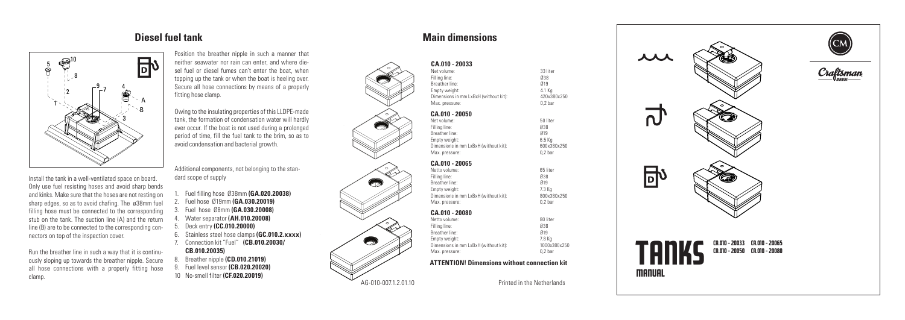## Diesel fuel tank

Install the tank in a well-ventilated space on board. Only use fuel resisting hoses and avoid sharp bends and kinks. Make sure that the hoses are not resting on sharp edges, so as to avoid chafing. The ø38mm fuel filling hose must be connected to the corresponding stub on the tank. The suction line (A) and the return line (B) are to be connected to the corresponding connectors on top of the inspection cover.

Run the breather line in such a way that it is continuously sloping up towards the breather nipple. Secure all hose connections with a properly fitting hose clamp.

Position the breather nipple in such a manner that neither seawater nor rain can enter, and where diesel fuel or diesel fumes can't enter the boat, when topping up the tank or when the boat is heeling over. Secure all hose connections by means of a properly fitting hose clamp.

Owing to the insulating properties of this LLDPE-made tank, the formation of condensation water will hardly ever occur. If the boat is not used during a prolonged period of time, fill the fuel tank to the brim, so as to avoid condensation and bacterial growth.

Additional components, not belonging to the standard scope of supply

1. Fuel filling hose Ø38mm **(GA.020.20038)**
2. Fuel hose Ø19mm **(GA.030.20019)**
3. Fuel hose Ø8mm **(GA.030.20008)**
4. Water separator **(AH.010.20008)**
5. Deck entry **(CC.010.20000)**
6. Stainless steel hose clamps **(GC.010.2.xxxx)**
7. Connection kit "Fuel" **(CB.010.20030/ CB.010.20035)**
8. Breather nipple **(CD.010.21019)**
9. Fuel level sensor **(CB.020.20020)**
10. No-smell filter **(CF.020.20019)**

## Main dimensions

### CA.010 - 20033

| | |
|---|---|
| Net volume: | 33 liter |
| Filling line: | Ø38 |
| Breather line: | Ø19 |
| Empty weight: | 4.1 Kg |
| Dimensions in mm LxBxH (without kit): | 420x380x250 |
| Max. pressure: | 0,2 bar |

### CA.010 - 20050

| | |
|---|---|
| Net volume: | 50 liter |
| Filling line: | Ø38 |
| Breather line: | Ø19 |
| Empty weight: | 6.5 Kg |
| Dimensions in mm LxBxH (without kit): | 600x380x250 |
| Max. pressure: | 0,2 bar |

### CA.010 - 20065

| | |
|---|---|
| Netto volume: | 65 liter |
| Filling line: | Ø38 |
| Breather line: | Ø19 |
| Empty weight: | 7.3 Kg |
| Dimensions in mm LxBxH (without kit): | 800x380x250 |
| Max. pressure: | 0,2 bar |

### CA.010 - 20080

| | |
|---|---|
| Netto volume: | 80 liter |
| Filling line: | Ø38 |
| Breather line: | Ø19 |
| Empty weight: | 7.8 Kg |
| Dimensions in mm LxBxH (without kit): | 1000x380x250 |
| Max. pressure: | 0,2 bar |

**ATTENTION! Dimensions without connection kit**

AG-010-007.1.2.01.10

Printed in the Netherlands

Craftsman Marine

# TANKS MANUAL

CA.010 - 20033 CA.010 - 20065
CA.010 - 20050 CA.010 - 20080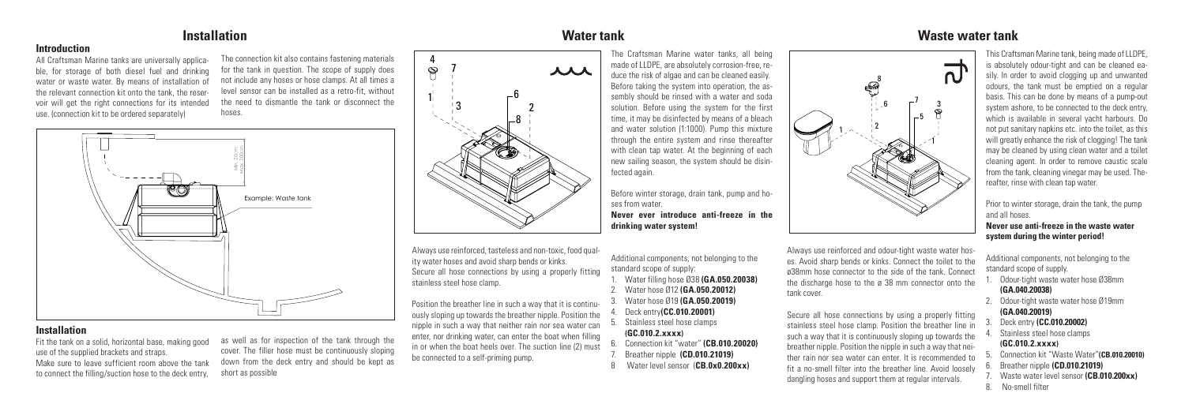# Installation

### Introduction

All Craftsman Marine tanks are universally applicable, for storage of both diesel fuel and drinking water or waste water. By means of installation of the relevant connection kit onto the tank, the reservoir will get the right connections for its intended use. (connection kit to be ordered separately)

The connection kit also contains fastening materials for the tank in question. The scope of supply does not include any hoses or hose clamps. At all times a level sensor can be installed as a retro-fit, without the need to dismantle the tank or disconnect the hoses.

Example: Waste tank

min. 20cm
max. 200cm

### Installation

Fit the tank on a solid, horizontal base, making good use of the supplied brackets and straps.

Make sure to leave sufficient room above the tank to connect the filling/suction hose to the deck entry, as well as for inspection of the tank through the cover. The filler hose must be continuously sloping down from the deck entry and should be kept as short as possible

# Water tank

4 7 6 1 3 2 8

Always use reinforced, tasteless and non-toxic, food quality water hoses and avoid sharp bends or kinks.
Secure all hose connections by using a properly fitting stainless steel hose clamp.

Position the breather line in such a way that it is continuously sloping up towards the breather nipple. Position the nipple in such a way that neither rain nor sea water can enter, nor drinking water, can enter the boat when filling in or when the boat heels over. The suction line (2) must be connected to a self-priming pump.

The Craftsman Marine water tanks, all being made of LLDPE, are absolutely corrosion-free, reduce the risk of algae and can be cleaned easily. Before taking the system into operation, the assembly should be rinsed with a water and soda solution. Before using the system for the first time, it may be disinfected by means of a bleach and water solution (1:1000). Pump this mixture through the entire system and rinse thereafter with clean tap water. At the beginning of each new sailing season, the system should be disinfected again.

Before winter storage, drain tank, pump and hoses from water.

**Never ever introduce anti-freeze in the drinking water system!**

Additional components, not belonging to the standard scope of supply:

1. Water filling hose Ø38 **(GA.050.20038)**
2. Water hose Ø12 **(GA.050.20012)**
3. Water hose Ø19 **(GA.050.20019)**
4. Deck entry **(CC.010.20001)**
5. Stainless steel hose clamps **(GC.010.2.xxxx)**
6. Connection kit "water" **(CB.010.20020)**
7. Breather nipple **(CD.010.21019)**
8. Water level sensor **(CB.0x0.200xx)**

# Waste water tank

8 6 7 3 5 1 2 1

Always use reinforced and odour-tight waste water hoses. Avoid sharp bends or kinks. Connect the toilet to the ø38mm hose connector to the side of the tank. Connect the discharge hose to the ø 38 mm connector onto the tank cover.

Secure all hose connections by using a properly fitting stainless steel hose clamp. Position the breather line in such a way that it is continuously sloping up towards the breather nipple. Position the nipple in such a way that neither rain nor sea water can enter. It is recommended to fit a no-smell filter into the breather line. Avoid loosely dangling hoses and support them at regular intervals.

This Craftsman Marine tank, being made of LLDPE, is absolutely odour-tight and can be cleaned easily. In order to avoid clogging up and unwanted odours, the tank must be emptied on a regular basis. This can be done by means of a pump-out system ashore, to be connected to the deck entry, which is available in several yacht harbours. Do not put sanitary napkins etc. into the toilet, as this will greatly enhance the risk of clogging! The tank may be cleaned by using clean water and a toilet cleaning agent. In order to remove caustic scale from the tank, cleaning vinegar may be used. Thereafter, rinse with clean tap water.

Prior to winter storage, drain the tank, the pump and all hoses.

**Never use anti-freeze in the waste water system during the winter period!**

Additional components, not belonging to the standard scope of supply.

1. Odour-tight waste water hose Ø38mm **(GA.040.20038)**
2. Odour-tight waste water hose Ø19mm **(GA.040.20019)**
3. Deck entry **(CC.010.20002)**
4. Stainless steel hose clamps **(GC.010.2.xxxx)**
5. Connection kit "Waste Water" **(CB.010.20010)**
6. Breather nipple **(CD.010.21019)**
7. Waste water level sensor **(CB.010.200xx)**
8. No-smell filter